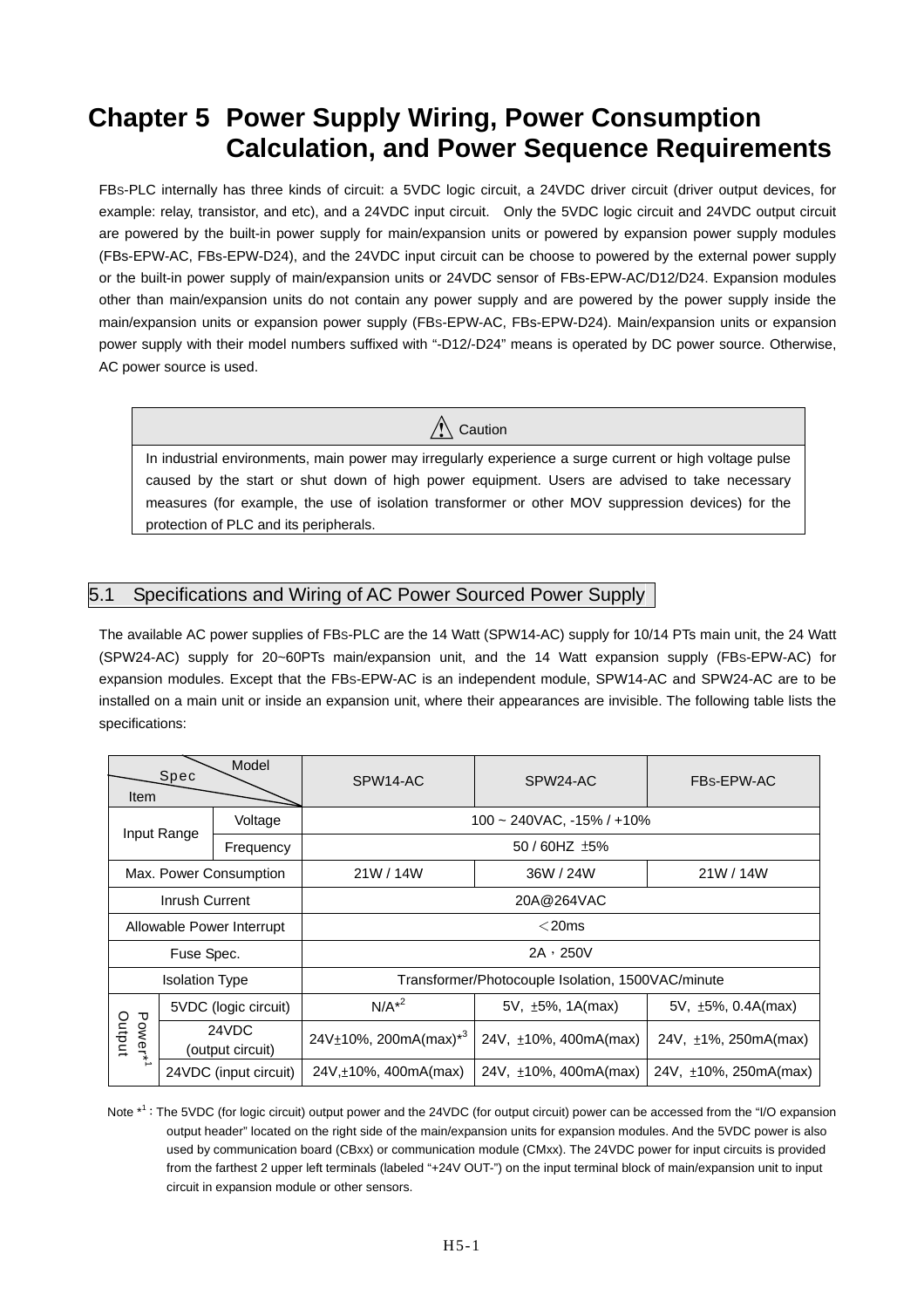# Chapter 5 Power Supply Wiring, Power Consumption Calculation, and Power Sequence Requirements

FBS-PLC internally has three kinds of circuit: a 5VDC logic circuit, a 24VDC driver circuit (driver output devices, for example: relay, transistor, and etc), and a 24VDC input circuit. Only the 5VDC logic circuit and 24VDC output circuit are powered by the built-in power supply for main/expansion units or powered by expansion power supply modules (FBs-EPW-AC, FBs-EPW-D24), and the 24VDC input circuit can be choose to powered by the external power supply or the built-in power supply of main/expansion units or 24VDC sensor of FBs-EPW-AC/D12/D24. Expansion modules other than main/expansion units do not contain any power supply and are powered by the power supply inside the main/expansion units or expansion power supply (FBS-EPW-AC, FBs-EPW-D24). Main/expansion units or expansion power supply with their model numbers suffixed with "-D12/-D24" means is operated by DC power source. Otherwise, AC power source is used.

| ⚠ Caution |
|---|
| In industrial environments, main power may irregularly experience a surge current or high voltage pulse caused by the start or shut down of high power equipment. Users are advised to take necessary measures (for example, the use of isolation transformer or other MOV suppression devices) for the protection of PLC and its peripherals. |

## 5.1 Specifications and Wiring of AC Power Sourced Power Supply

The available AC power supplies of FBS-PLC are the 14 Watt (SPW14-AC) supply for 10/14 PTs main unit, the 24 Watt (SPW24-AC) supply for 20~60PTs main/expansion unit, and the 14 Watt expansion supply (FBS-EPW-AC) for expansion modules. Except that the FBS-EPW-AC is an independent module, SPW14-AC and SPW24-AC are to be installed on a main unit or inside an expansion unit, where their appearances are invisible. The following table lists the specifications:

| Item / Spec / Model | | SPW14-AC | SPW24-AC | FBS-EPW-AC |
|---|---|---|---|---|
| Input Range | Voltage | 100 ~ 240VAC, -15% / +10% | | |
| | Frequency | 50 / 60HZ ±5% | | |
| Max. Power Consumption | | 21W / 14W | 36W / 24W | 21W / 14W |
| Inrush Current | | 20A@264VAC | | |
| Allowable Power Interrupt | | ＜20ms | | |
| Fuse Spec. | | 2A，250V | | |
| Isolation Type | | Transformer/Photocouple Isolation, 1500VAC/minute | | |
| Output Power*[1] | 5VDC (logic circuit) | N/A*[2] | 5V, ±5%, 1A(max) | 5V, ±5%, 0.4A(max) |
| | 24VDC (output circuit) | 24V±10%, 200mA(max)*[3] | 24V, ±10%, 400mA(max) | 24V, ±1%, 250mA(max) |
| | 24VDC (input circuit) | 24V,±10%, 400mA(max) | 24V, ±10%, 400mA(max) | 24V, ±10%, 250mA(max) |

Note *[1]: The 5VDC (for logic circuit) output power and the 24VDC (for output circuit) power can be accessed from the "I/O expansion output header" located on the right side of the main/expansion units for expansion modules. And the 5VDC power is also used by communication board (CBxx) or communication module (CMxx). The 24VDC power for input circuits is provided from the farthest 2 upper left terminals (labeled "+24V OUT-") on the input terminal block of main/expansion unit to input circuit in expansion module or other sensors.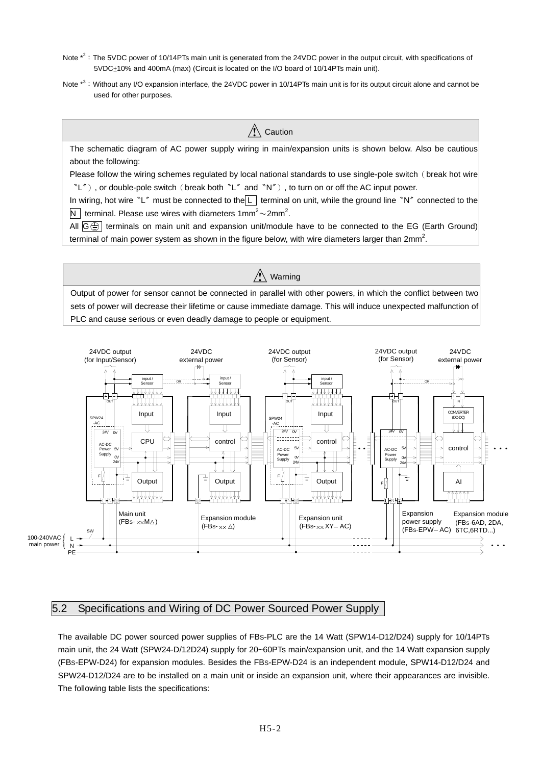Note *[2]: The 5VDC power of 10/14PTs main unit is generated from the 24VDC power in the output circuit, with specifications of 5VDC±10% and 400mA (max) (Circuit is located on the I/O board of 10/14PTs main unit).

Note *[3]: Without any I/O expansion interface, the 24VDC power in 10/14PTs main unit is for its output circuit alone and cannot be used for other purposes.

| ⚠ Caution |
|---|
| The schematic diagram of AC power supply wiring in main/expansion units is shown below. Also be cautious about the following: Please follow the wiring schemes regulated by local national standards to use single-pole switch (break hot wire "L"), or double-pole switch (break both "L" and "N"), to turn on or off the AC input power. In wiring, hot wire "L" must be connected to the L terminal on unit, while the ground line "N" connected to the N terminal. Please use wires with diameters 1mm$^2$～2mm$^2$. All G⏚ terminals on main unit and expansion unit/module have to be connected to the EG (Earth Ground) terminal of main power system as shown in the figure below, with wire diameters larger than 2mm$^2$. |

| ⚠ Warning |
|---|
| Output of power for sensor cannot be connected in parallel with other powers, in which the conflict between two sets of power will decrease their lifetime or cause immediate damage. This will induce unexpected malfunction of PLC and cause serious or even deadly damage to people or equipment. |

## 5.2 Specifications and Wiring of DC Power Sourced Power Supply

The available DC power sourced power supplies of FBS-PLC are the 14 Watt (SPW14-D12/D24) supply for 10/14PTs main unit, the 24 Watt (SPW24-D/12D24) supply for 20~60PTs main/expansion unit, and the 14 Watt expansion supply (FBS-EPW-D24) for expansion modules. Besides the FBS-EPW-D24 is an independent module, SPW14-D12/D24 and SPW24-D12/D24 are to be installed on a main unit or inside an expansion unit, where their appearances are invisible. The following table lists the specifications: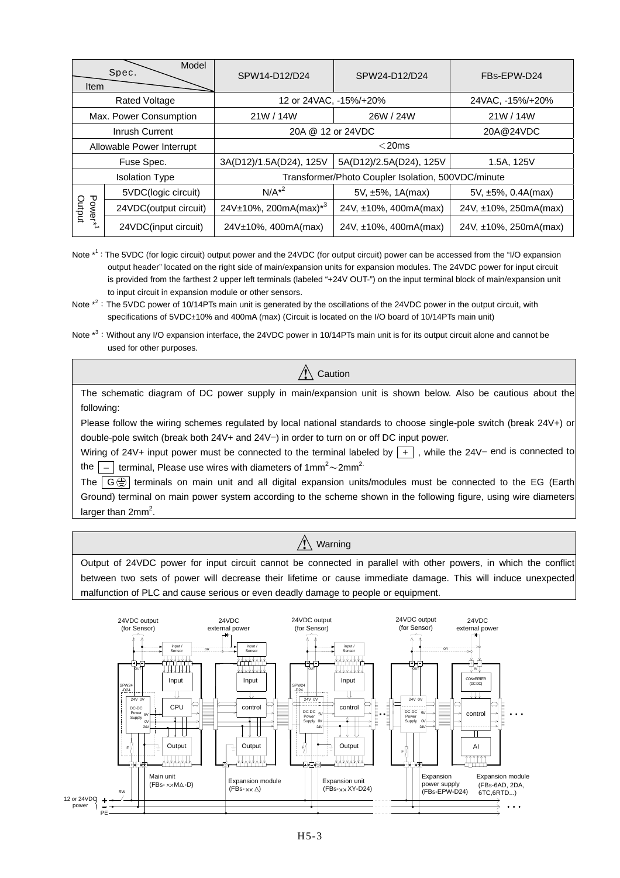| Item \ Spec. \ Model | | SPW14-D12/D24 | SPW24-D12/D24 | FBs-EPW-D24 |
|---|---|---|---|---|
| Rated Voltage | | 12 or 24VAC, -15%/+20% | | 24VAC, -15%/+20% |
| Max. Power Consumption | | 21W / 14W | 26W / 24W | 21W / 14W |
| Inrush Current | | 20A @ 12 or 24VDC | | 20A@24VDC |
| Allowable Power Interrupt | | ＜20ms | | |
| Fuse Spec. | | 3A(D12)/1.5A(D24), 125V | 5A(D12)/2.5A(D24), 125V | 1.5A, 125V |
| Isolation Type | | Transformer/Photo Coupler Isolation, 500VDC/minute | | |
| Power Output*1 | 5VDC(logic circuit) | N/A*2 | 5V, ±5%, 1A(max) | 5V, ±5%, 0.4A(max) |
| | 24VDC(output circuit) | 24V±10%, 200mA(max)*3 | 24V, ±10%, 400mA(max) | 24V, ±10%, 250mA(max) |
| | 24VDC(input circuit) | 24V±10%, 400mA(max) | 24V, ±10%, 400mA(max) | 24V, ±10%, 250mA(max) |

Note *1：The 5VDC (for logic circuit) output power and the 24VDC (for output circuit) power can be accessed from the "I/O expansion output header" located on the right side of main/expansion units for expansion modules. The 24VDC power for input circuit is provided from the farthest 2 upper left terminals (labeled "+24V OUT-") on the input terminal block of main/expansion unit to input circuit in expansion module or other sensors.

Note *2：The 5VDC power of 10/14PTs main unit is generated by the oscillations of the 24VDC power in the output circuit, with specifications of 5VDC±10% and 400mA (max) (Circuit is located on the I/O board of 10/14PTs main unit)

Note *3：Without any I/O expansion interface, the 24VDC power in 10/14PTs main unit is for its output circuit alone and cannot be used for other purposes.

**⚠ Caution**

The schematic diagram of DC power supply in main/expansion unit is shown below. Also be cautious about the following:

Please follow the wiring schemes regulated by local national standards to choose single-pole switch (break 24V+) or double-pole switch (break both 24V+ and 24V−) in order to turn on or off DC input power.

Wiring of 24V+ input power must be connected to the terminal labeled by [ + ] , while the 24V− end is connected to the [ − ] terminal, Please use wires with diameters of $1mm^2 \sim 2mm^2$.

The [ G⏚ ] terminals on main unit and all digital expansion units/modules must be connected to the EG (Earth Ground) terminal on main power system according to the scheme shown in the following figure, using wire diameters larger than $2mm^2$.

**⚠ Warning**

Output of 24VDC power for input circuit cannot be connected in parallel with other powers, in which the conflict between two sets of power will decrease their lifetime or cause immediate damage. This will induce unexpected malfunction of PLC and cause serious or even deadly damage to people or equipment.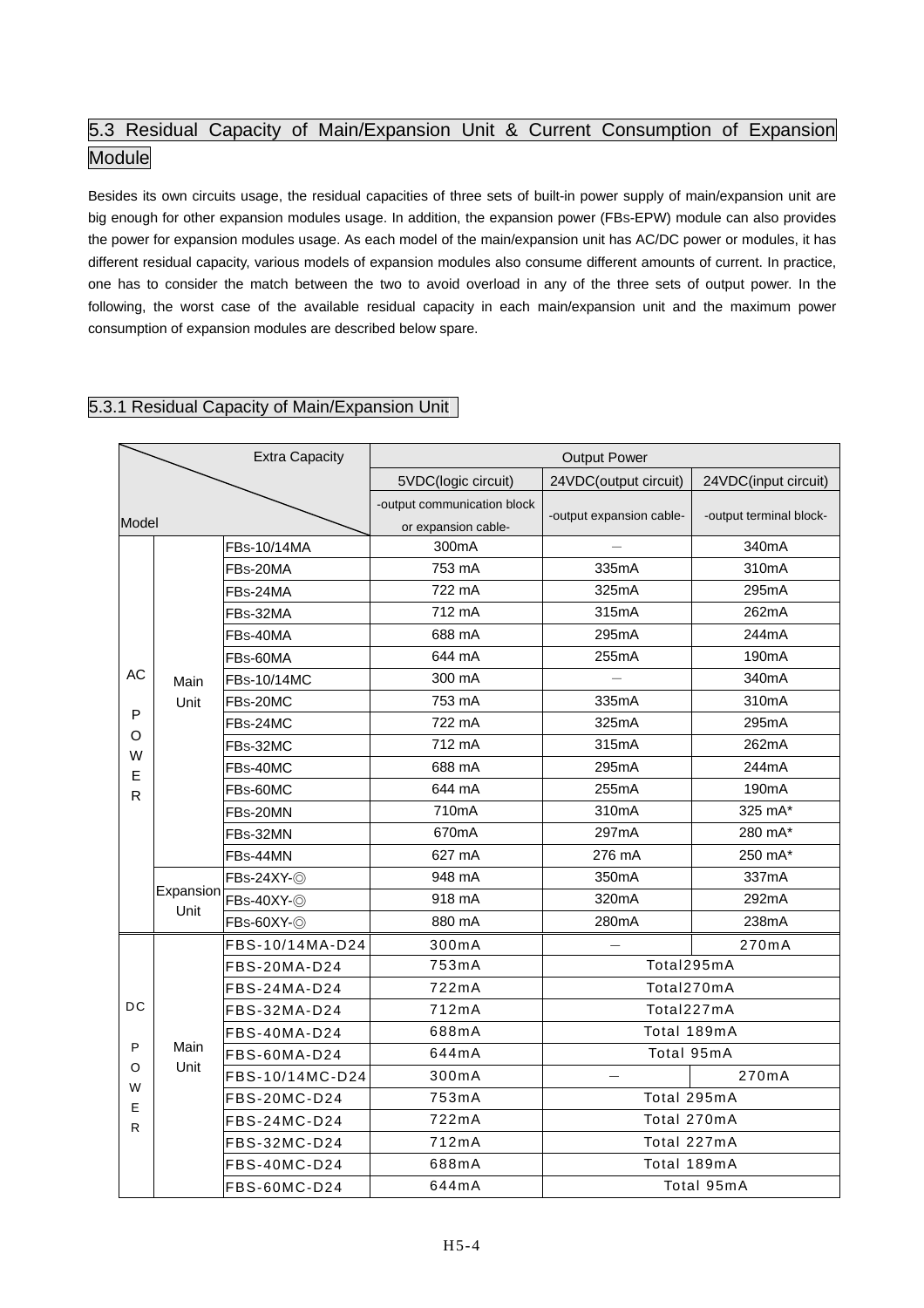## 5.3 Residual Capacity of Main/Expansion Unit & Current Consumption of Expansion Module

Besides its own circuits usage, the residual capacities of three sets of built-in power supply of main/expansion unit are big enough for other expansion modules usage. In addition, the expansion power (FBs-EPW) module can also provides the power for expansion modules usage. As each model of the main/expansion unit has AC/DC power or modules, it has different residual capacity, various models of expansion modules also consume different amounts of current. In practice, one has to consider the match between the two to avoid overload in any of the three sets of output power. In the following, the worst case of the available residual capacity in each main/expansion unit and the maximum power consumption of expansion modules are described below spare.

### 5.3.1 Residual Capacity of Main/Expansion Unit

| Model \ Extra Capacity | | | Output Power | | |
|---|---|---|---|---|---|
| | | | 5VDC(logic circuit) | 24VDC(output circuit) | 24VDC(input circuit) |
| | | | -output communication block or expansion cable- | -output expansion cable- | -output terminal block- |
| AC POWER | Main Unit | FBs-10/14MA | 300mA | – | 340mA |
| | | FBs-20MA | 753 mA | 335mA | 310mA |
| | | FBs-24MA | 722 mA | 325mA | 295mA |
| | | FBs-32MA | 712 mA | 315mA | 262mA |
| | | FBs-40MA | 688 mA | 295mA | 244mA |
| | | FBs-60MA | 644 mA | 255mA | 190mA |
| | | FBs-10/14MC | 300 mA | – | 340mA |
| | | FBs-20MC | 753 mA | 335mA | 310mA |
| | | FBs-24MC | 722 mA | 325mA | 295mA |
| | | FBs-32MC | 712 mA | 315mA | 262mA |
| | | FBs-40MC | 688 mA | 295mA | 244mA |
| | | FBs-60MC | 644 mA | 255mA | 190mA |
| | | FBs-20MN | 710mA | 310mA | 325 mA* |
| | | FBs-32MN | 670mA | 297mA | 280 mA* |
| | | FBs-44MN | 627 mA | 276 mA | 250 mA* |
| | Expansion Unit | FBs-24XY-◎ | 948 mA | 350mA | 337mA |
| | | FBs-40XY-◎ | 918 mA | 320mA | 292mA |
| | | FBs-60XY-◎ | 880 mA | 280mA | 238mA |
| DC POWER | Main Unit | FBS-10/14MA-D24 | 300mA | – | 270mA |
| | | FBS-20MA-D24 | 753mA | Total295mA | |
| | | FBS-24MA-D24 | 722mA | Total270mA | |
| | | FBS-32MA-D24 | 712mA | Total227mA | |
| | | FBS-40MA-D24 | 688mA | Total 189mA | |
| | | FBS-60MA-D24 | 644mA | Total 95mA | |
| | | FBS-10/14MC-D24 | 300mA | – | 270mA |
| | | FBS-20MC-D24 | 753mA | Total 295mA | |
| | | FBS-24MC-D24 | 722mA | Total 270mA | |
| | | FBS-32MC-D24 | 712mA | Total 227mA | |
| | | FBS-40MC-D24 | 688mA | Total 189mA | |
| | | FBS-60MC-D24 | 644mA | Total 95mA | |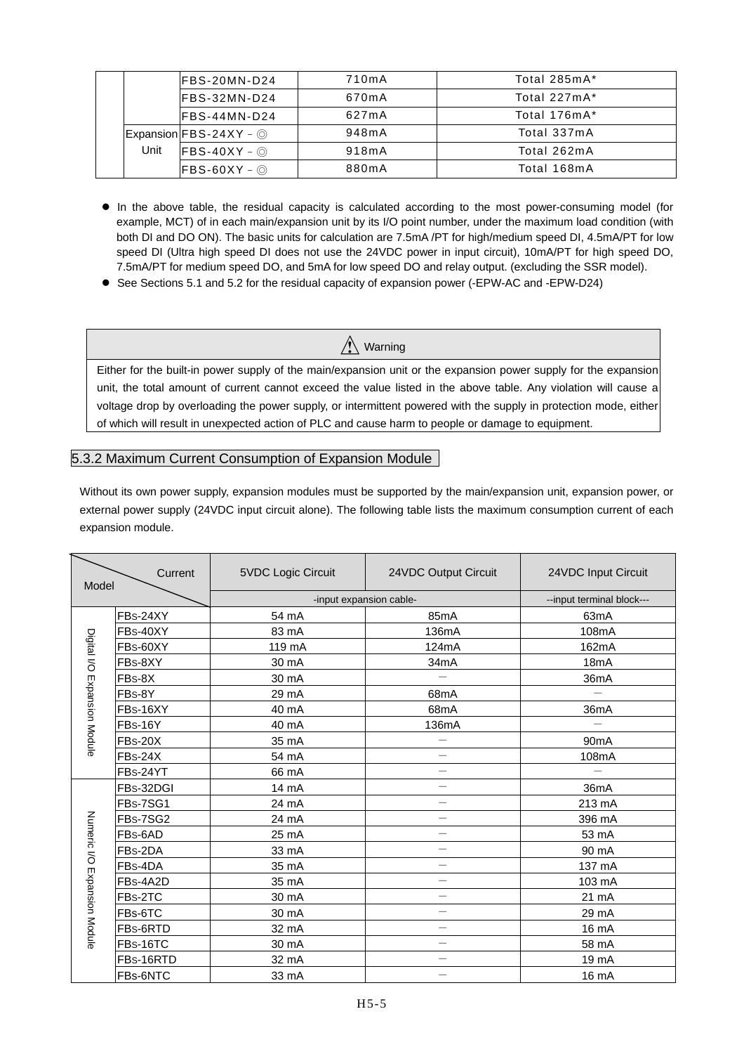| | | | | |
|---|---|---|---|---|
| | | FBS-20MN-D24 | 710mA | Total 285mA* |
| | | FBS-32MN-D24 | 670mA | Total 227mA* |
| | | FBS-44MN-D24 | 627mA | Total 176mA* |
| | Expansion Unit | FBS-24XY－◎ | 948mA | Total 337mA |
| | | FBS-40XY－◎ | 918mA | Total 262mA |
| | | FBS-60XY－◎ | 880mA | Total 168mA |

- In the above table, the residual capacity is calculated according to the most power-consuming model (for example, MCT) of in each main/expansion unit by its I/O point number, under the maximum load condition (with both DI and DO ON). The basic units for calculation are 7.5mA /PT for high/medium speed DI, 4.5mA/PT for low speed DI (Ultra high speed DI does not use the 24VDC power in input circuit), 10mA/PT for high speed DO, 7.5mA/PT for medium speed DO, and 5mA for low speed DO and relay output. (excluding the SSR model).
- See Sections 5.1 and 5.2 for the residual capacity of expansion power (-EPW-AC and -EPW-D24)

| ⚠ Warning |
|---|
| Either for the built-in power supply of the main/expansion unit or the expansion power supply for the expansion unit, the total amount of current cannot exceed the value listed in the above table. Any violation will cause a voltage drop by overloading the power supply, or intermittent powered with the supply in protection mode, either of which will result in unexpected action of PLC and cause harm to people or damage to equipment. |

### 5.3.2 Maximum Current Consumption of Expansion Module

Without its own power supply, expansion modules must be supported by the main/expansion unit, expansion power, or external power supply (24VDC input circuit alone). The following table lists the maximum consumption current of each expansion module.

| Model \ Current | | 5VDC Logic Circuit | 24VDC Output Circuit | 24VDC Input Circuit |
|---|---|---|---|---|
| | | -input expansion cable- | | --input terminal block--- |
| Digital I/O Expansion Module | FBs-24XY | 54 mA | 85mA | 63mA |
| | FBs-40XY | 83 mA | 136mA | 108mA |
| | FBs-60XY | 119 mA | 124mA | 162mA |
| | FBs-8XY | 30 mA | 34mA | 18mA |
| | FBs-8X | 30 mA | － | 36mA |
| | FBs-8Y | 29 mA | 68mA | － |
| | FBs-16XY | 40 mA | 68mA | 36mA |
| | FBs-16Y | 40 mA | 136mA | － |
| | FBs-20X | 35 mA | － | 90mA |
| | FBs-24X | 54 mA | － | 108mA |
| | FBs-24YT | 66 mA | － | － |
| Numeric I/O Expansion Module | FBs-32DGI | 14 mA | － | 36mA |
| | FBs-7SG1 | 24 mA | － | 213 mA |
| | FBs-7SG2 | 24 mA | － | 396 mA |
| | FBs-6AD | 25 mA | － | 53 mA |
| | FBs-2DA | 33 mA | － | 90 mA |
| | FBs-4DA | 35 mA | － | 137 mA |
| | FBs-4A2D | 35 mA | － | 103 mA |
| | FBs-2TC | 30 mA | － | 21 mA |
| | FBs-6TC | 30 mA | － | 29 mA |
| | FBs-6RTD | 32 mA | － | 16 mA |
| | FBs-16TC | 30 mA | － | 58 mA |
| | FBs-16RTD | 32 mA | － | 19 mA |
| | FBs-6NTC | 33 mA | － | 16 mA |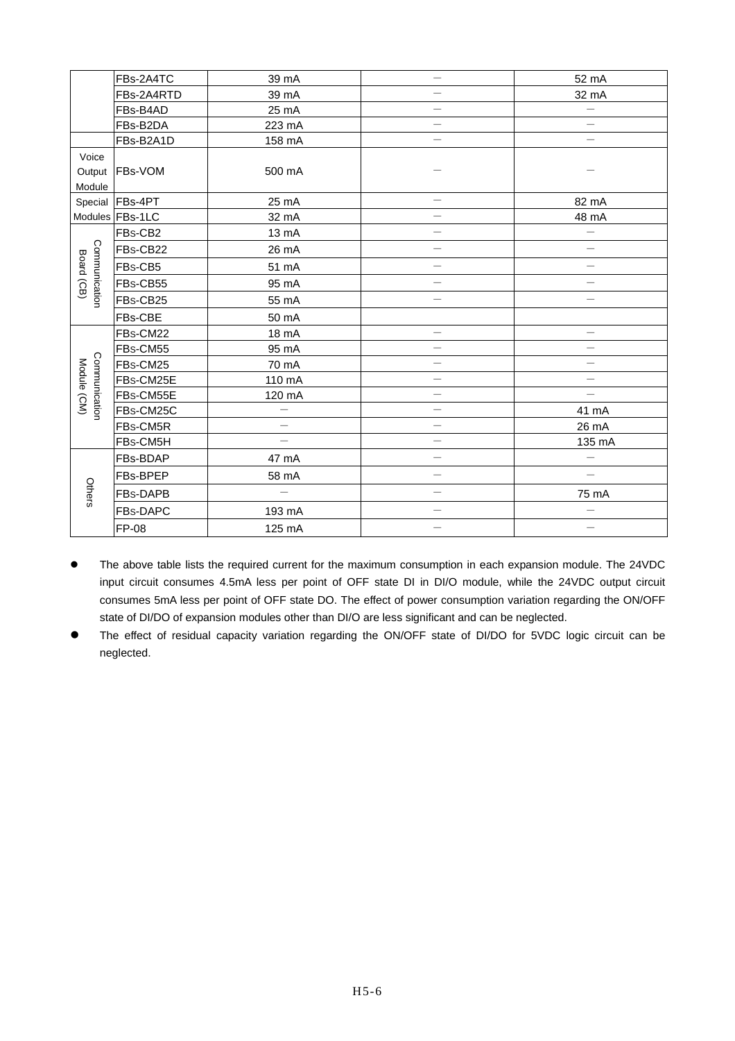| | FBs-2A4TC | 39 mA | − | 52 mA |
|---|---|---|---|---|
| | FBs-2A4RTD | 39 mA | − | 32 mA |
| | FBs-B4AD | 25 mA | − | − |
| | FBs-B2DA | 223 mA | − | − |
| | FBs-B2A1D | 158 mA | − | − |
| Voice Output Module | FBs-VOM | 500 mA | − | − |
| Special Modules | FBs-4PT | 25 mA | − | 82 mA |
| | FBs-1LC | 32 mA | − | 48 mA |
| Communication Board (CB) | FBs-CB2 | 13 mA | − | − |
| | FBs-CB22 | 26 mA | − | − |
| | FBs-CB5 | 51 mA | − | − |
| | FBs-CB55 | 95 mA | − | − |
| | FBs-CB25 | 55 mA | − | − |
| | FBs-CBE | 50 mA | | |
| Communication Module (CM) | FBs-CM22 | 18 mA | − | − |
| | FBs-CM55 | 95 mA | − | − |
| | FBs-CM25 | 70 mA | − | − |
| | FBs-CM25E | 110 mA | − | − |
| | FBs-CM55E | 120 mA | − | − |
| | FBs-CM25C | − | − | 41 mA |
| | FBs-CM5R | − | − | 26 mA |
| | FBs-CM5H | − | − | 135 mA |
| Others | FBs-BDAP | 47 mA | − | − |
| | FBs-BPEP | 58 mA | − | − |
| | FBs-DAPB | − | − | 75 mA |
| | FBs-DAPC | 193 mA | − | − |
| | FP-08 | 125 mA | − | − |

- The above table lists the required current for the maximum consumption in each expansion module. The 24VDC input circuit consumes 4.5mA less per point of OFF state DI in DI/O module, while the 24VDC output circuit consumes 5mA less per point of OFF state DO. The effect of power consumption variation regarding the ON/OFF state of DI/DO of expansion modules other than DI/O are less significant and can be neglected.
- The effect of residual capacity variation regarding the ON/OFF state of DI/DO for 5VDC logic circuit can be neglected.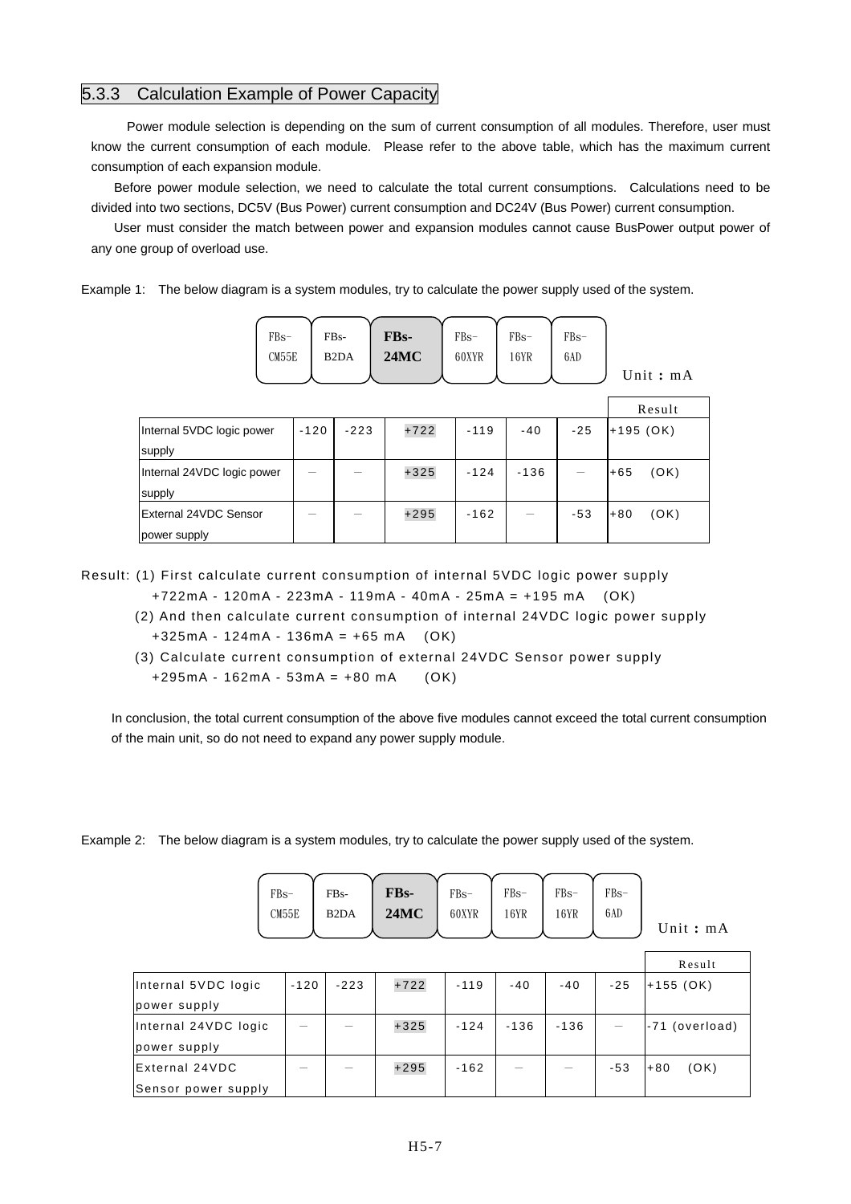### 5.3.3 Calculation Example of Power Capacity

Power module selection is depending on the sum of current consumption of all modules. Therefore, user must know the current consumption of each module. Please refer to the above table, which has the maximum current consumption of each expansion module.

Before power module selection, we need to calculate the total current consumptions. Calculations need to be divided into two sections, DC5V (Bus Power) current consumption and DC24V (Bus Power) current consumption.

User must consider the match between power and expansion modules cannot cause BusPower output power of any one group of overload use.

Example 1: The below diagram is a system modules, try to calculate the power supply used of the system.

Unit：mA

| | FBs-CM55E | FBs-B2DA | **FBs-24MC** | FBs-60XYR | FBs-16YR | FBs-6AD | Result |
|---|---|---|---|---|---|---|---|
| Internal 5VDC logic power supply | -120 | -223 | +722 | -119 | -40 | -25 | +195 (OK) |
| Internal 24VDC logic power supply | — | — | +325 | -124 | -136 | — | +65 (OK) |
| External 24VDC Sensor power supply | — | — | +295 | -162 | — | -53 | +80 (OK) |

Result: (1) First calculate current consumption of internal 5VDC logic power supply
+722mA - 120mA - 223mA - 119mA - 40mA - 25mA = +195 mA (OK)
(2) And then calculate current consumption of internal 24VDC logic power supply
+325mA - 124mA - 136mA = +65 mA (OK)
(3) Calculate current consumption of external 24VDC Sensor power supply
+295mA - 162mA - 53mA = +80 mA (OK)

In conclusion, the total current consumption of the above five modules cannot exceed the total current consumption of the main unit, so do not need to expand any power supply module.

Example 2: The below diagram is a system modules, try to calculate the power supply used of the system.

Unit：mA

| | FBs-CM55E | FBs-B2DA | **FBs-24MC** | FBs-60XYR | FBs-16YR | FBs-16YR | FBs-6AD | Result |
|---|---|---|---|---|---|---|---|---|
| Internal 5VDC logic power supply | -120 | -223 | +722 | -119 | -40 | -40 | -25 | +155 (OK) |
| Internal 24VDC logic power supply | — | — | +325 | -124 | -136 | -136 | — | -71 (overload) |
| External 24VDC Sensor power supply | — | — | +295 | -162 | — | — | -53 | +80 (OK) |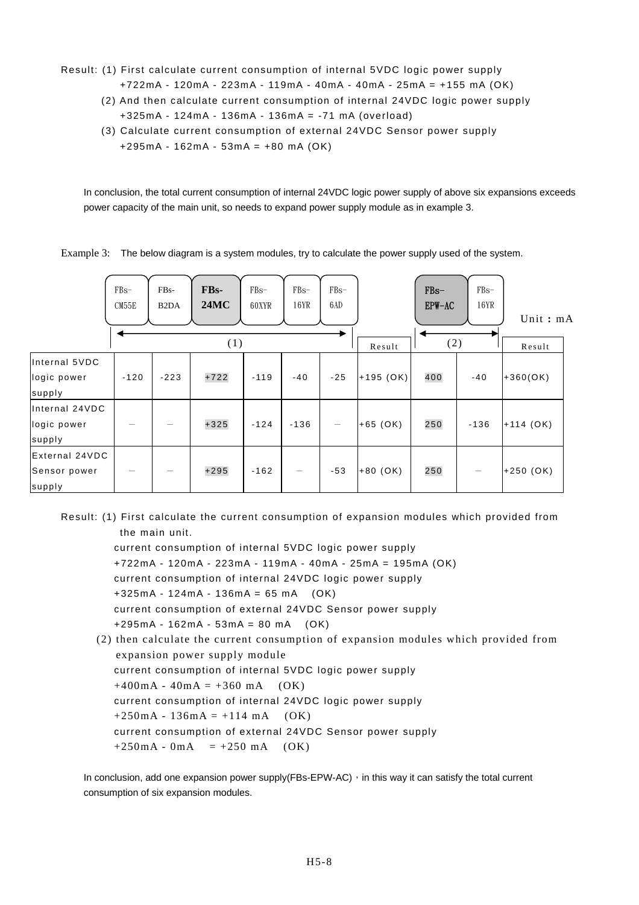Result: (1) First calculate current consumption of internal 5VDC logic power supply

+722mA - 120mA - 223mA - 119mA - 40mA - 40mA - 25mA = +155 mA (OK)

(2) And then calculate current consumption of internal 24VDC logic power supply

+325mA - 124mA - 136mA - 136mA = -71 mA (overload)

(3) Calculate current consumption of external 24VDC Sensor power supply

+295mA - 162mA - 53mA = +80 mA (OK)

In conclusion, the total current consumption of internal 24VDC logic power supply of above six expansions exceeds power capacity of the main unit, so needs to expand power supply module as in example 3.

Example 3: The below diagram is a system modules, try to calculate the power supply used of the system.

Unit：mA

| | FBs-CM55E | FBs-B2DA | **FBs-24MC** | FBs-60XYR | FBs-16YR | FBs-6AD | Result | **FBs-EPW-AC** | FBs-16YR | Result |
|---|---|---|---|---|---|---|---|---|---|---|
| | (1) | | | | | | | (2) | | |
| Internal 5VDC logic power supply | -120 | -223 | +722 | -119 | -40 | -25 | +195 (OK) | 400 | -40 | +360(OK) |
| Internal 24VDC logic power supply | — | — | +325 | -124 | -136 | — | +65 (OK) | 250 | -136 | +114 (OK) |
| External 24VDC Sensor power supply | — | — | +295 | -162 | — | -53 | +80 (OK) | 250 | — | +250 (OK) |

Result: (1) First calculate the current consumption of expansion modules which provided from the main unit.

current consumption of internal 5VDC logic power supply

+722mA - 120mA - 223mA - 119mA - 40mA - 25mA = 195mA (OK)

current consumption of internal 24VDC logic power supply

+325mA - 124mA - 136mA = 65 mA (OK)

current consumption of external 24VDC Sensor power supply

+295mA - 162mA - 53mA = 80 mA (OK)

(2) then calculate the current consumption of expansion modules which provided from expansion power supply module

current consumption of internal 5VDC logic power supply

+400mA - 40mA = +360 mA (OK)

current consumption of internal 24VDC logic power supply

+250mA - 136mA = +114 mA (OK)

current consumption of external 24VDC Sensor power supply

+250mA - 0mA = +250 mA (OK)

In conclusion, add one expansion power supply(FBs-EPW-AC)，in this way it can satisfy the total current consumption of six expansion modules.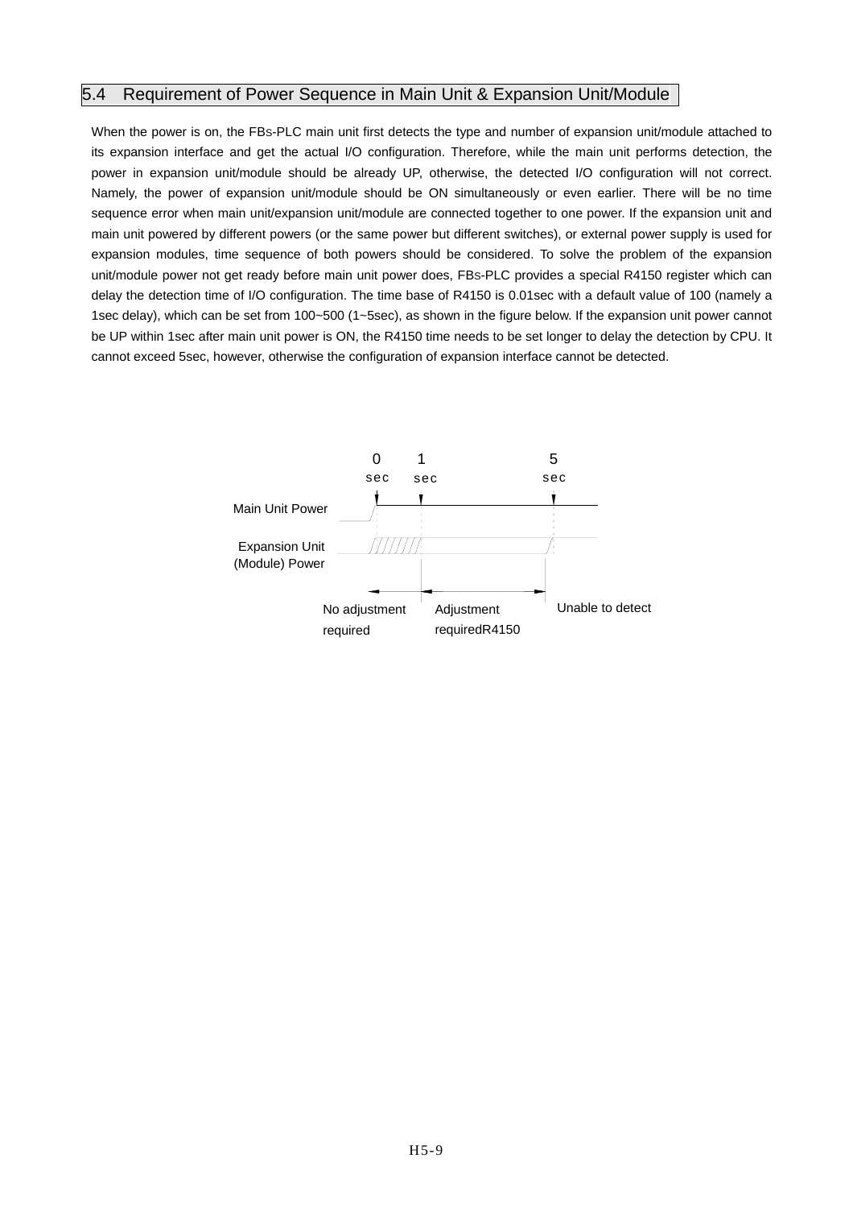## 5.4 Requirement of Power Sequence in Main Unit & Expansion Unit/Module

When the power is on, the FBS-PLC main unit first detects the type and number of expansion unit/module attached to its expansion interface and get the actual I/O configuration. Therefore, while the main unit performs detection, the power in expansion unit/module should be already UP, otherwise, the detected I/O configuration will not correct. Namely, the power of expansion unit/module should be ON simultaneously or even earlier. There will be no time sequence error when main unit/expansion unit/module are connected together to one power. If the expansion unit and main unit powered by different powers (or the same power but different switches), or external power supply is used for expansion modules, time sequence of both powers should be considered. To solve the problem of the expansion unit/module power not get ready before main unit power does, FBS-PLC provides a special R4150 register which can delay the detection time of I/O configuration. The time base of R4150 is 0.01sec with a default value of 100 (namely a 1sec delay), which can be set from 100~500 (1~5sec), as shown in the figure below. If the expansion unit power cannot be UP within 1sec after main unit power is ON, the R4150 time needs to be set longer to delay the detection by CPU. It cannot exceed 5sec, however, otherwise the configuration of expansion interface cannot be detected.

0 sec
1 sec
5 sec
Main Unit Power
Expansion Unit (Module) Power
No adjustment required
Adjustment requiredR4150
Unable to detect